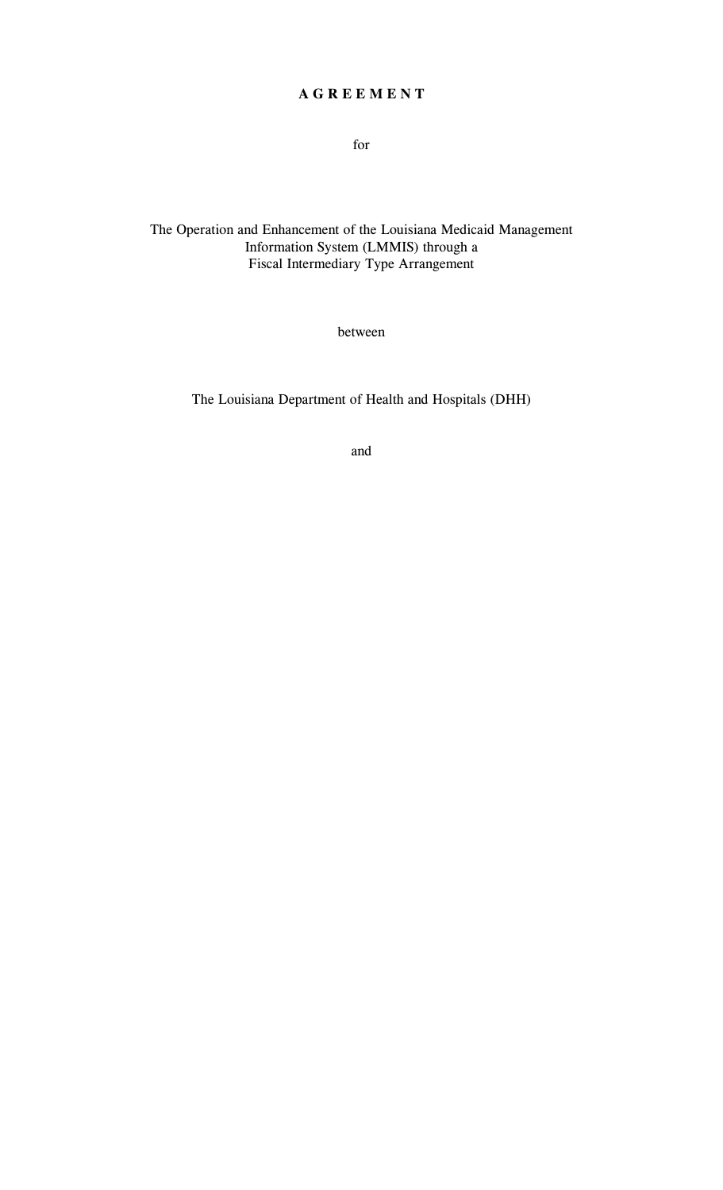# A G R E E M E N T

for

The Operation and Enhancement of the Louisiana Medicaid Management Information System (LMMIS) through a Fiscal Intermediary Type Arrangement

between

The Louisiana Department of Health and Hospitals (DHH)

and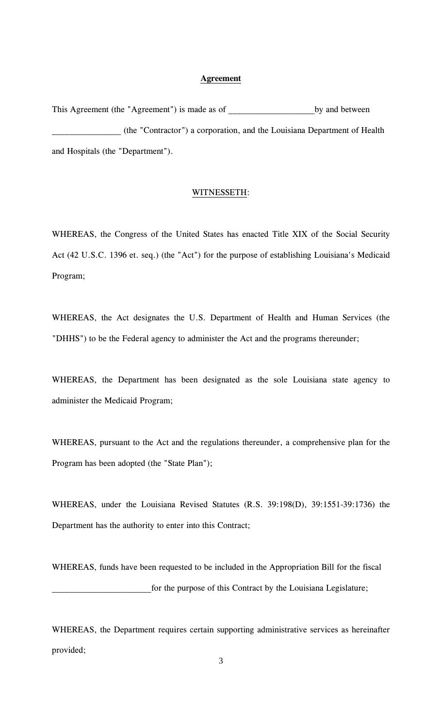## Agreement

This Agreement (the "Agreement") is made as of ___________________by and between _______________ (the "Contractor") a corporation, and the Louisiana Department of Health and Hospitals (the "Department").

WITNESSETH:

WHEREAS, the Congress of the United States has enacted Title XIX of the Social Security Act (42 U.S.C. 1396 et. seq.) (the "Act") for the purpose of establishing Louisiana's Medicaid Program;

WHEREAS, the Act designates the U.S. Department of Health and Human Services (the "DHHS") to be the Federal agency to administer the Act and the programs thereunder;

WHEREAS, the Department has been designated as the sole Louisiana state agency to administer the Medicaid Program;

WHEREAS, pursuant to the Act and the regulations thereunder, a comprehensive plan for the Program has been adopted (the "State Plan");

WHEREAS, under the Louisiana Revised Statutes (R.S. 39:198(D), 39:1551-39:1736) the Department has the authority to enter into this Contract;

WHEREAS, funds have been requested to be included in the Appropriation Bill for the fiscal ______________________for the purpose of this Contract by the Louisiana Legislature;

WHEREAS, the Department requires certain supporting administrative services as hereinafter provided;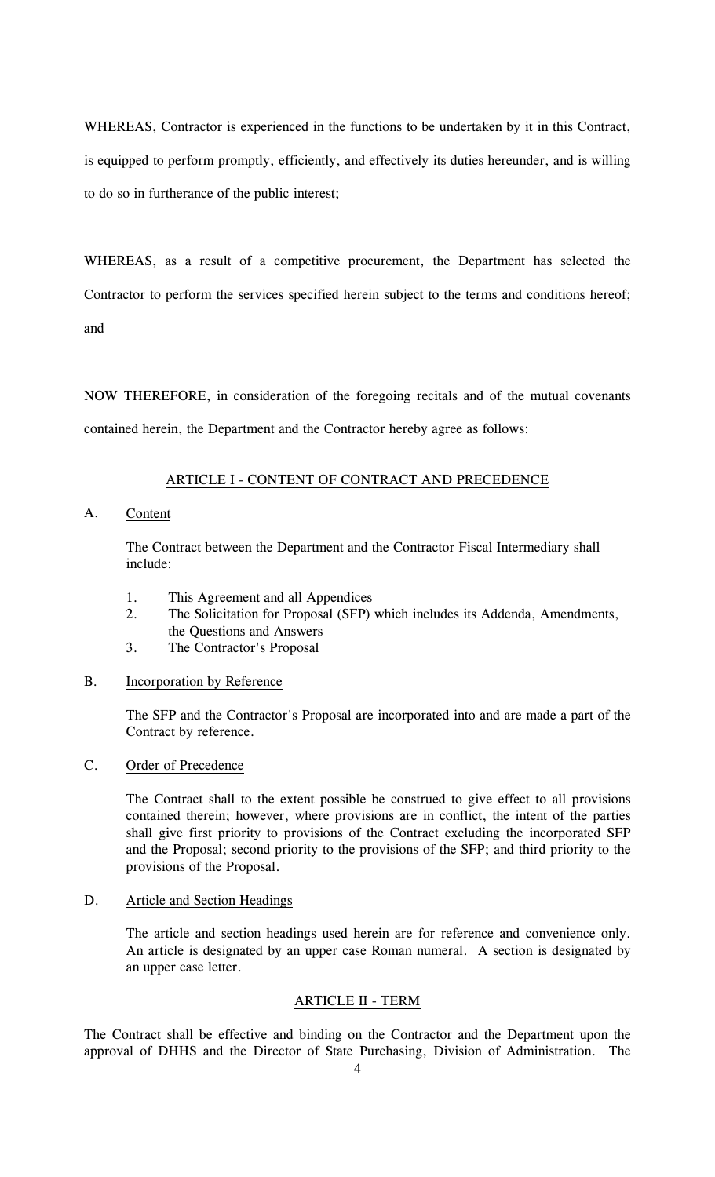WHEREAS, Contractor is experienced in the functions to be undertaken by it in this Contract, is equipped to perform promptly, efficiently, and effectively its duties hereunder, and is willing to do so in furtherance of the public interest;

WHEREAS, as a result of a competitive procurement, the Department has selected the Contractor to perform the services specified herein subject to the terms and conditions hereof; and

NOW THEREFORE, in consideration of the foregoing recitals and of the mutual covenants contained herein, the Department and the Contractor hereby agree as follows:

## ARTICLE I - CONTENT OF CONTRACT AND PRECEDENCE

### A. Content

The Contract between the Department and the Contractor Fiscal Intermediary shall include:

1. This Agreement and all Appendices
2. The Solicitation for Proposal (SFP) which includes its Addenda, Amendments, the Questions and Answers
3. The Contractor's Proposal

### B. Incorporation by Reference

The SFP and the Contractor's Proposal are incorporated into and are made a part of the Contract by reference.

### C. Order of Precedence

The Contract shall to the extent possible be construed to give effect to all provisions contained therein; however, where provisions are in conflict, the intent of the parties shall give first priority to provisions of the Contract excluding the incorporated SFP and the Proposal; second priority to the provisions of the SFP; and third priority to the provisions of the Proposal.

### D. Article and Section Headings

The article and section headings used herein are for reference and convenience only. An article is designated by an upper case Roman numeral. A section is designated by an upper case letter.

## ARTICLE II - TERM

The Contract shall be effective and binding on the Contractor and the Department upon the approval of DHHS and the Director of State Purchasing, Division of Administration. The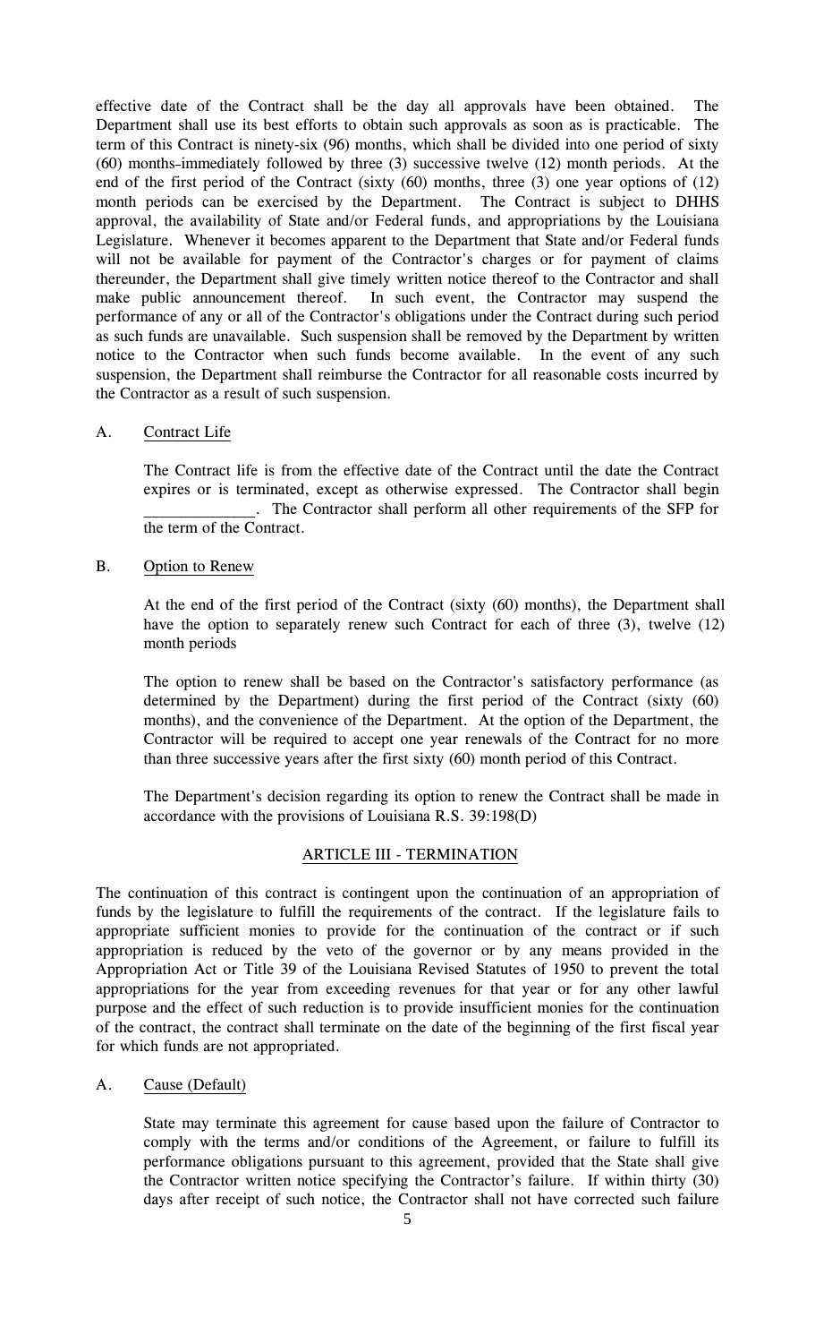effective date of the Contract shall be the day all approvals have been obtained. The Department shall use its best efforts to obtain such approvals as soon as is practicable. The term of this Contract is ninety-six (96) months, which shall be divided into one period of sixty (60) months-immediately followed by three (3) successive twelve (12) month periods. At the end of the first period of the Contract (sixty (60) months, three (3) one year options of (12) month periods can be exercised by the Department. The Contract is subject to DHHS approval, the availability of State and/or Federal funds, and appropriations by the Louisiana Legislature. Whenever it becomes apparent to the Department that State and/or Federal funds will not be available for payment of the Contractor's charges or for payment of claims thereunder, the Department shall give timely written notice thereof to the Contractor and shall make public announcement thereof. In such event, the Contractor may suspend the performance of any or all of the Contractor's obligations under the Contract during such period as such funds are unavailable. Such suspension shall be removed by the Department by written notice to the Contractor when such funds become available. In the event of any such suspension, the Department shall reimburse the Contractor for all reasonable costs incurred by the Contractor as a result of such suspension.

A. Contract Life

The Contract life is from the effective date of the Contract until the date the Contract expires or is terminated, except as otherwise expressed. The Contractor shall begin _____________. The Contractor shall perform all other requirements of the SFP for the term of the Contract.

B. Option to Renew

At the end of the first period of the Contract (sixty (60) months), the Department shall have the option to separately renew such Contract for each of three (3), twelve (12) month periods

The option to renew shall be based on the Contractor's satisfactory performance (as determined by the Department) during the first period of the Contract (sixty (60) months), and the convenience of the Department. At the option of the Department, the Contractor will be required to accept one year renewals of the Contract for no more than three successive years after the first sixty (60) month period of this Contract.

The Department's decision regarding its option to renew the Contract shall be made in accordance with the provisions of Louisiana R.S. 39:198(D)

## ARTICLE III - TERMINATION

The continuation of this contract is contingent upon the continuation of an appropriation of funds by the legislature to fulfill the requirements of the contract. If the legislature fails to appropriate sufficient monies to provide for the continuation of the contract or if such appropriation is reduced by the veto of the governor or by any means provided in the Appropriation Act or Title 39 of the Louisiana Revised Statutes of 1950 to prevent the total appropriations for the year from exceeding revenues for that year or for any other lawful purpose and the effect of such reduction is to provide insufficient monies for the continuation of the contract, the contract shall terminate on the date of the beginning of the first fiscal year for which funds are not appropriated.

A. Cause (Default)

State may terminate this agreement for cause based upon the failure of Contractor to comply with the terms and/or conditions of the Agreement, or failure to fulfill its performance obligations pursuant to this agreement, provided that the State shall give the Contractor written notice specifying the Contractor's failure. If within thirty (30) days after receipt of such notice, the Contractor shall not have corrected such failure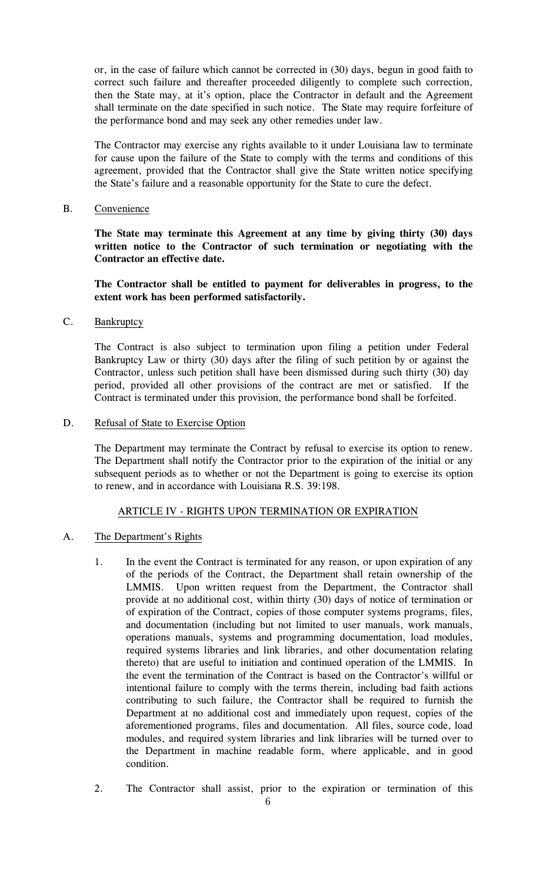or, in the case of failure which cannot be corrected in (30) days, begun in good faith to correct such failure and thereafter proceeded diligently to complete such correction, then the State may, at it's option, place the Contractor in default and the Agreement shall terminate on the date specified in such notice. The State may require forfeiture of the performance bond and may seek any other remedies under law.

The Contractor may exercise any rights available to it under Louisiana law to terminate for cause upon the failure of the State to comply with the terms and conditions of this agreement, provided that the Contractor shall give the State written notice specifying the State's failure and a reasonable opportunity for the State to cure the defect.

B. Convenience

**The State may terminate this Agreement at any time by giving thirty (30) days written notice to the Contractor of such termination or negotiating with the Contractor an effective date.**

**The Contractor shall be entitled to payment for deliverables in progress, to the extent work has been performed satisfactorily.**

C. Bankruptcy

The Contract is also subject to termination upon filing a petition under Federal Bankruptcy Law or thirty (30) days after the filing of such petition by or against the Contractor, unless such petition shall have been dismissed during such thirty (30) day period, provided all other provisions of the contract are met or satisfied. If the Contract is terminated under this provision, the performance bond shall be forfeited.

D. Refusal of State to Exercise Option

The Department may terminate the Contract by refusal to exercise its option to renew. The Department shall notify the Contractor prior to the expiration of the initial or any subsequent periods as to whether or not the Department is going to exercise its option to renew, and in accordance with Louisiana R.S. 39:198.

## ARTICLE IV - RIGHTS UPON TERMINATION OR EXPIRATION

A. The Department's Rights

1. In the event the Contract is terminated for any reason, or upon expiration of any of the periods of the Contract, the Department shall retain ownership of the LMMIS. Upon written request from the Department, the Contractor shall provide at no additional cost, within thirty (30) days of notice of termination or of expiration of the Contract, copies of those computer systems programs, files, and documentation (including but not limited to user manuals, work manuals, operations manuals, systems and programming documentation, load modules, required systems libraries and link libraries, and other documentation relating thereto) that are useful to initiation and continued operation of the LMMIS. In the event the termination of the Contract is based on the Contractor's willful or intentional failure to comply with the terms therein, including bad faith actions contributing to such failure, the Contractor shall be required to furnish the Department at no additional cost and immediately upon request, copies of the aforementioned programs, files and documentation. All files, source code, load modules, and required system libraries and link libraries will be turned over to the Department in machine readable form, where applicable, and in good condition.

2. The Contractor shall assist, prior to the expiration or termination of this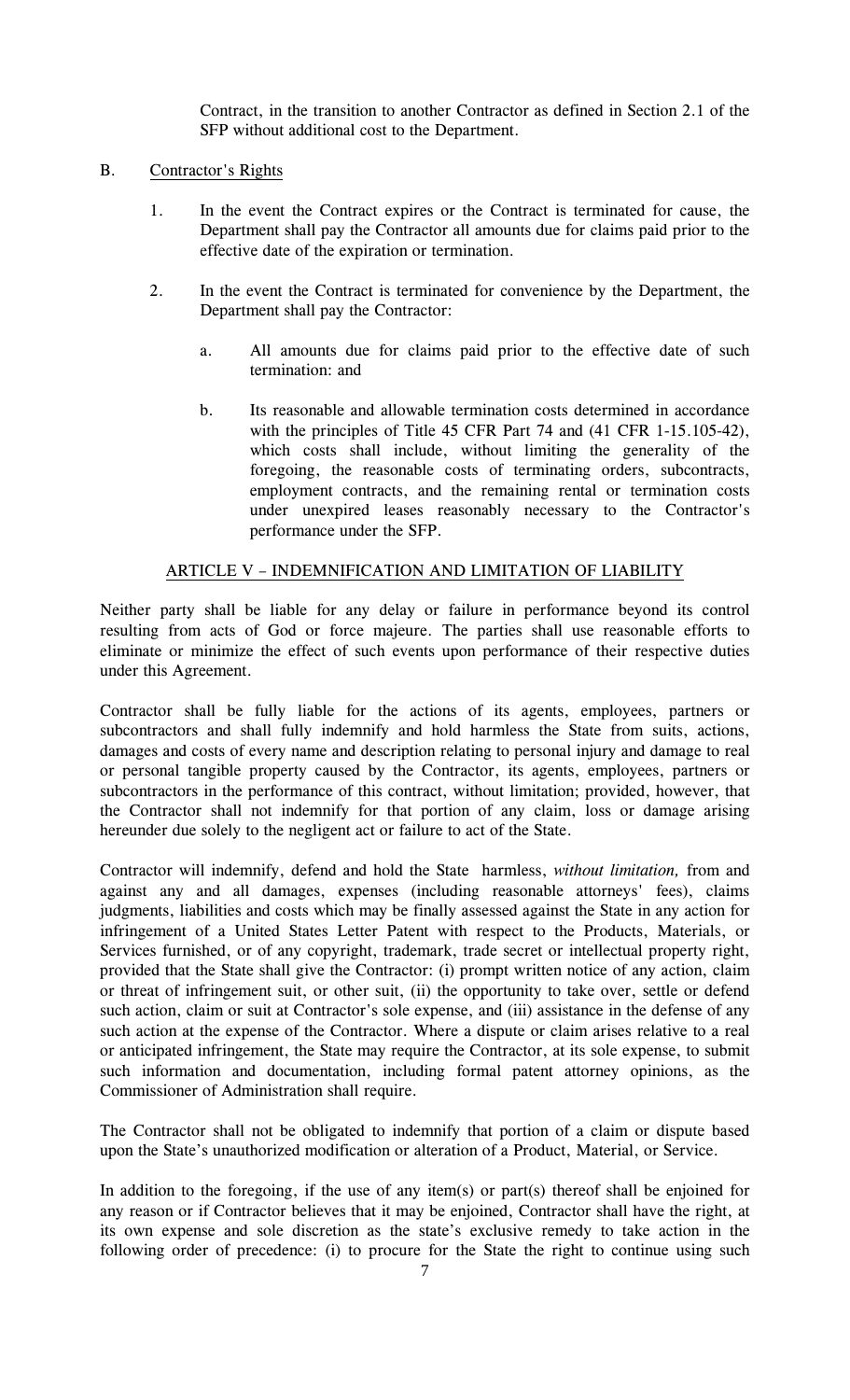Contract, in the transition to another Contractor as defined in Section 2.1 of the SFP without additional cost to the Department.

B. Contractor's Rights

1. In the event the Contract expires or the Contract is terminated for cause, the Department shall pay the Contractor all amounts due for claims paid prior to the effective date of the expiration or termination.

2. In the event the Contract is terminated for convenience by the Department, the Department shall pay the Contractor:

    a. All amounts due for claims paid prior to the effective date of such termination: and

    b. Its reasonable and allowable termination costs determined in accordance with the principles of Title 45 CFR Part 74 and (41 CFR 1-15.105-42), which costs shall include, without limiting the generality of the foregoing, the reasonable costs of terminating orders, subcontracts, employment contracts, and the remaining rental or termination costs under unexpired leases reasonably necessary to the Contractor's performance under the SFP.

## ARTICLE V – INDEMNIFICATION AND LIMITATION OF LIABILITY

Neither party shall be liable for any delay or failure in performance beyond its control resulting from acts of God or force majeure. The parties shall use reasonable efforts to eliminate or minimize the effect of such events upon performance of their respective duties under this Agreement.

Contractor shall be fully liable for the actions of its agents, employees, partners or subcontractors and shall fully indemnify and hold harmless the State from suits, actions, damages and costs of every name and description relating to personal injury and damage to real or personal tangible property caused by the Contractor, its agents, employees, partners or subcontractors in the performance of this contract, without limitation; provided, however, that the Contractor shall not indemnify for that portion of any claim, loss or damage arising hereunder due solely to the negligent act or failure to act of the State.

Contractor will indemnify, defend and hold the State harmless, *without limitation,* from and against any and all damages, expenses (including reasonable attorneys' fees), claims judgments, liabilities and costs which may be finally assessed against the State in any action for infringement of a United States Letter Patent with respect to the Products, Materials, or Services furnished, or of any copyright, trademark, trade secret or intellectual property right, provided that the State shall give the Contractor: (i) prompt written notice of any action, claim or threat of infringement suit, or other suit, (ii) the opportunity to take over, settle or defend such action, claim or suit at Contractor's sole expense, and (iii) assistance in the defense of any such action at the expense of the Contractor. Where a dispute or claim arises relative to a real or anticipated infringement, the State may require the Contractor, at its sole expense, to submit such information and documentation, including formal patent attorney opinions, as the Commissioner of Administration shall require.

The Contractor shall not be obligated to indemnify that portion of a claim or dispute based upon the State's unauthorized modification or alteration of a Product, Material, or Service.

In addition to the foregoing, if the use of any item(s) or part(s) thereof shall be enjoined for any reason or if Contractor believes that it may be enjoined, Contractor shall have the right, at its own expense and sole discretion as the state's exclusive remedy to take action in the following order of precedence: (i) to procure for the State the right to continue using such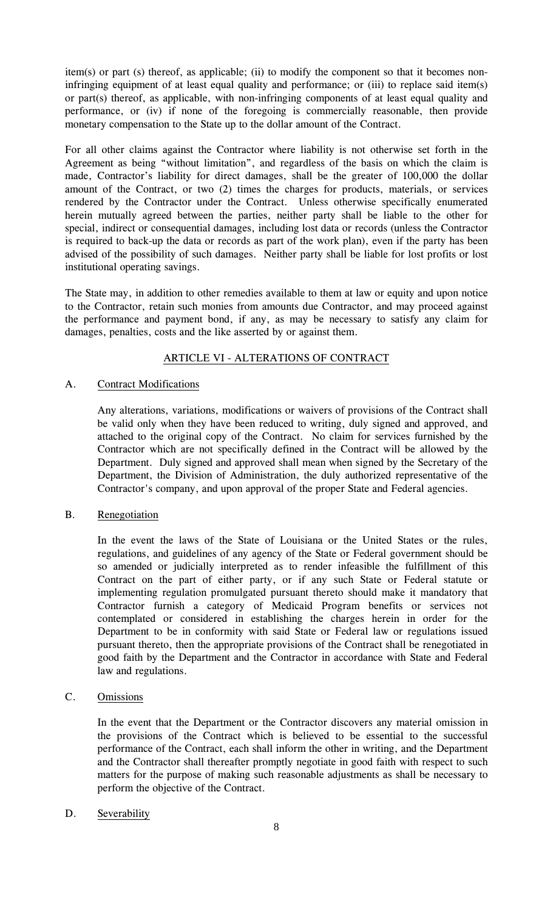item(s) or part (s) thereof, as applicable; (ii) to modify the component so that it becomes non-infringing equipment of at least equal quality and performance; or (iii) to replace said item(s) or part(s) thereof, as applicable, with non-infringing components of at least equal quality and performance, or (iv) if none of the foregoing is commercially reasonable, then provide monetary compensation to the State up to the dollar amount of the Contract.

For all other claims against the Contractor where liability is not otherwise set forth in the Agreement as being "without limitation", and regardless of the basis on which the claim is made, Contractor's liability for direct damages, shall be the greater of 100,000 the dollar amount of the Contract, or two (2) times the charges for products, materials, or services rendered by the Contractor under the Contract. Unless otherwise specifically enumerated herein mutually agreed between the parties, neither party shall be liable to the other for special, indirect or consequential damages, including lost data or records (unless the Contractor is required to back-up the data or records as part of the work plan), even if the party has been advised of the possibility of such damages. Neither party shall be liable for lost profits or lost institutional operating savings.

The State may, in addition to other remedies available to them at law or equity and upon notice to the Contractor, retain such monies from amounts due Contractor, and may proceed against the performance and payment bond, if any, as may be necessary to satisfy any claim for damages, penalties, costs and the like asserted by or against them.

## ARTICLE VI - ALTERATIONS OF CONTRACT

A. Contract Modifications

Any alterations, variations, modifications or waivers of provisions of the Contract shall be valid only when they have been reduced to writing, duly signed and approved, and attached to the original copy of the Contract. No claim for services furnished by the Contractor which are not specifically defined in the Contract will be allowed by the Department. Duly signed and approved shall mean when signed by the Secretary of the Department, the Division of Administration, the duly authorized representative of the Contractor's company, and upon approval of the proper State and Federal agencies.

B. Renegotiation

In the event the laws of the State of Louisiana or the United States or the rules, regulations, and guidelines of any agency of the State or Federal government should be so amended or judicially interpreted as to render infeasible the fulfillment of this Contract on the part of either party, or if any such State or Federal statute or implementing regulation promulgated pursuant thereto should make it mandatory that Contractor furnish a category of Medicaid Program benefits or services not contemplated or considered in establishing the charges herein in order for the Department to be in conformity with said State or Federal law or regulations issued pursuant thereto, then the appropriate provisions of the Contract shall be renegotiated in good faith by the Department and the Contractor in accordance with State and Federal law and regulations.

C. Omissions

In the event that the Department or the Contractor discovers any material omission in the provisions of the Contract which is believed to be essential to the successful performance of the Contract, each shall inform the other in writing, and the Department and the Contractor shall thereafter promptly negotiate in good faith with respect to such matters for the purpose of making such reasonable adjustments as shall be necessary to perform the objective of the Contract.

D. Severability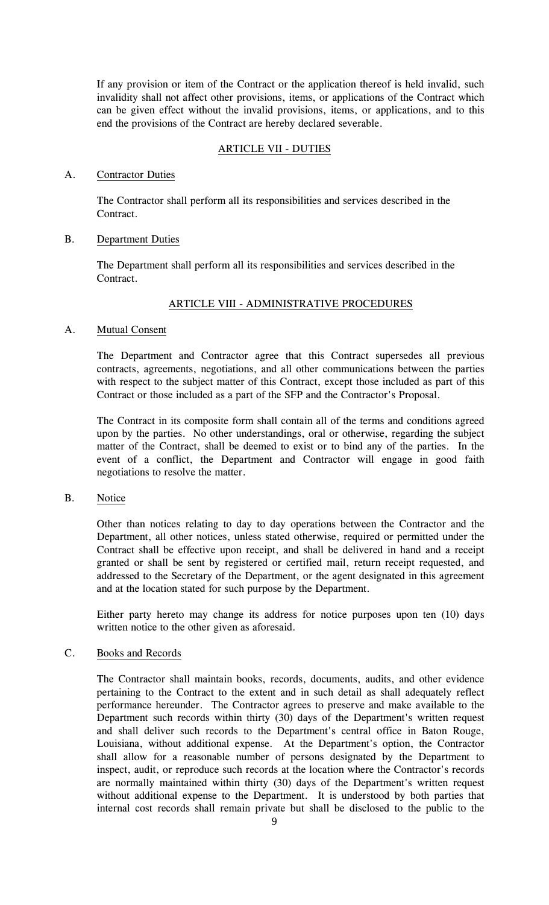If any provision or item of the Contract or the application thereof is held invalid, such invalidity shall not affect other provisions, items, or applications of the Contract which can be given effect without the invalid provisions, items, or applications, and to this end the provisions of the Contract are hereby declared severable.

## ARTICLE VII - DUTIES

### A. Contractor Duties

The Contractor shall perform all its responsibilities and services described in the Contract.

### B. Department Duties

The Department shall perform all its responsibilities and services described in the Contract.

## ARTICLE VIII - ADMINISTRATIVE PROCEDURES

### A. Mutual Consent

The Department and Contractor agree that this Contract supersedes all previous contracts, agreements, negotiations, and all other communications between the parties with respect to the subject matter of this Contract, except those included as part of this Contract or those included as a part of the SFP and the Contractor's Proposal.

The Contract in its composite form shall contain all of the terms and conditions agreed upon by the parties. No other understandings, oral or otherwise, regarding the subject matter of the Contract, shall be deemed to exist or to bind any of the parties. In the event of a conflict, the Department and Contractor will engage in good faith negotiations to resolve the matter.

### B. Notice

Other than notices relating to day to day operations between the Contractor and the Department, all other notices, unless stated otherwise, required or permitted under the Contract shall be effective upon receipt, and shall be delivered in hand and a receipt granted or shall be sent by registered or certified mail, return receipt requested, and addressed to the Secretary of the Department, or the agent designated in this agreement and at the location stated for such purpose by the Department.

Either party hereto may change its address for notice purposes upon ten (10) days written notice to the other given as aforesaid.

### C. Books and Records

The Contractor shall maintain books, records, documents, audits, and other evidence pertaining to the Contract to the extent and in such detail as shall adequately reflect performance hereunder. The Contractor agrees to preserve and make available to the Department such records within thirty (30) days of the Department's written request and shall deliver such records to the Department's central office in Baton Rouge, Louisiana, without additional expense. At the Department's option, the Contractor shall allow for a reasonable number of persons designated by the Department to inspect, audit, or reproduce such records at the location where the Contractor's records are normally maintained within thirty (30) days of the Department's written request without additional expense to the Department. It is understood by both parties that internal cost records shall remain private but shall be disclosed to the public to the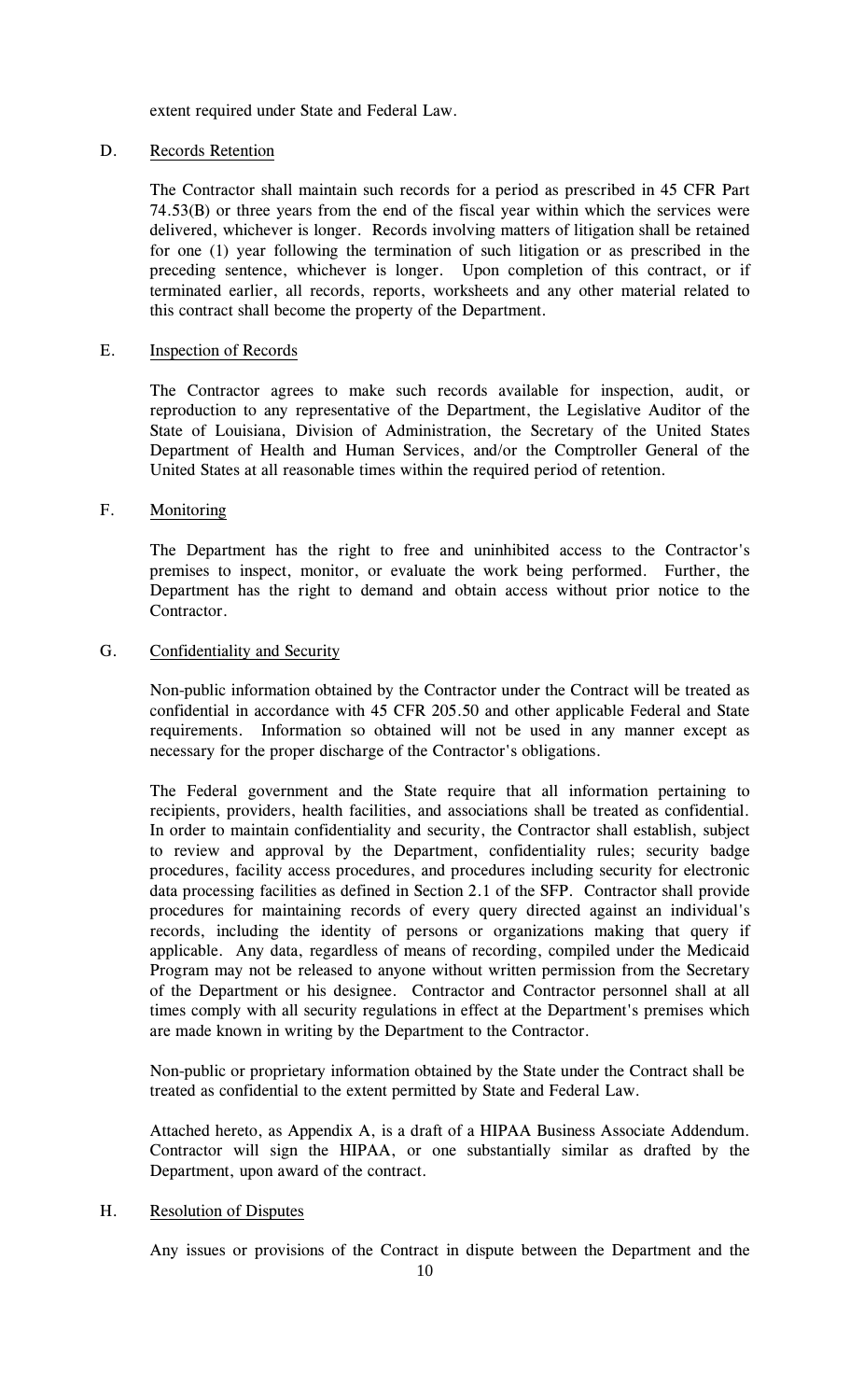extent required under State and Federal Law.

D. <u>Records Retention</u>

The Contractor shall maintain such records for a period as prescribed in 45 CFR Part 74.53(B) or three years from the end of the fiscal year within which the services were delivered, whichever is longer. Records involving matters of litigation shall be retained for one (1) year following the termination of such litigation or as prescribed in the preceding sentence, whichever is longer. Upon completion of this contract, or if terminated earlier, all records, reports, worksheets and any other material related to this contract shall become the property of the Department.

E. <u>Inspection of Records</u>

The Contractor agrees to make such records available for inspection, audit, or reproduction to any representative of the Department, the Legislative Auditor of the State of Louisiana, Division of Administration, the Secretary of the United States Department of Health and Human Services, and/or the Comptroller General of the United States at all reasonable times within the required period of retention.

F. <u>Monitoring</u>

The Department has the right to free and uninhibited access to the Contractor's premises to inspect, monitor, or evaluate the work being performed. Further, the Department has the right to demand and obtain access without prior notice to the Contractor.

G. <u>Confidentiality and Security</u>

Non-public information obtained by the Contractor under the Contract will be treated as confidential in accordance with 45 CFR 205.50 and other applicable Federal and State requirements. Information so obtained will not be used in any manner except as necessary for the proper discharge of the Contractor's obligations.

The Federal government and the State require that all information pertaining to recipients, providers, health facilities, and associations shall be treated as confidential. In order to maintain confidentiality and security, the Contractor shall establish, subject to review and approval by the Department, confidentiality rules; security badge procedures, facility access procedures, and procedures including security for electronic data processing facilities as defined in Section 2.1 of the SFP. Contractor shall provide procedures for maintaining records of every query directed against an individual's records, including the identity of persons or organizations making that query if applicable. Any data, regardless of means of recording, compiled under the Medicaid Program may not be released to anyone without written permission from the Secretary of the Department or his designee. Contractor and Contractor personnel shall at all times comply with all security regulations in effect at the Department's premises which are made known in writing by the Department to the Contractor.

Non-public or proprietary information obtained by the State under the Contract shall be treated as confidential to the extent permitted by State and Federal Law.

Attached hereto, as Appendix A, is a draft of a HIPAA Business Associate Addendum. Contractor will sign the HIPAA, or one substantially similar as drafted by the Department, upon award of the contract.

H. <u>Resolution of Disputes</u>

Any issues or provisions of the Contract in dispute between the Department and the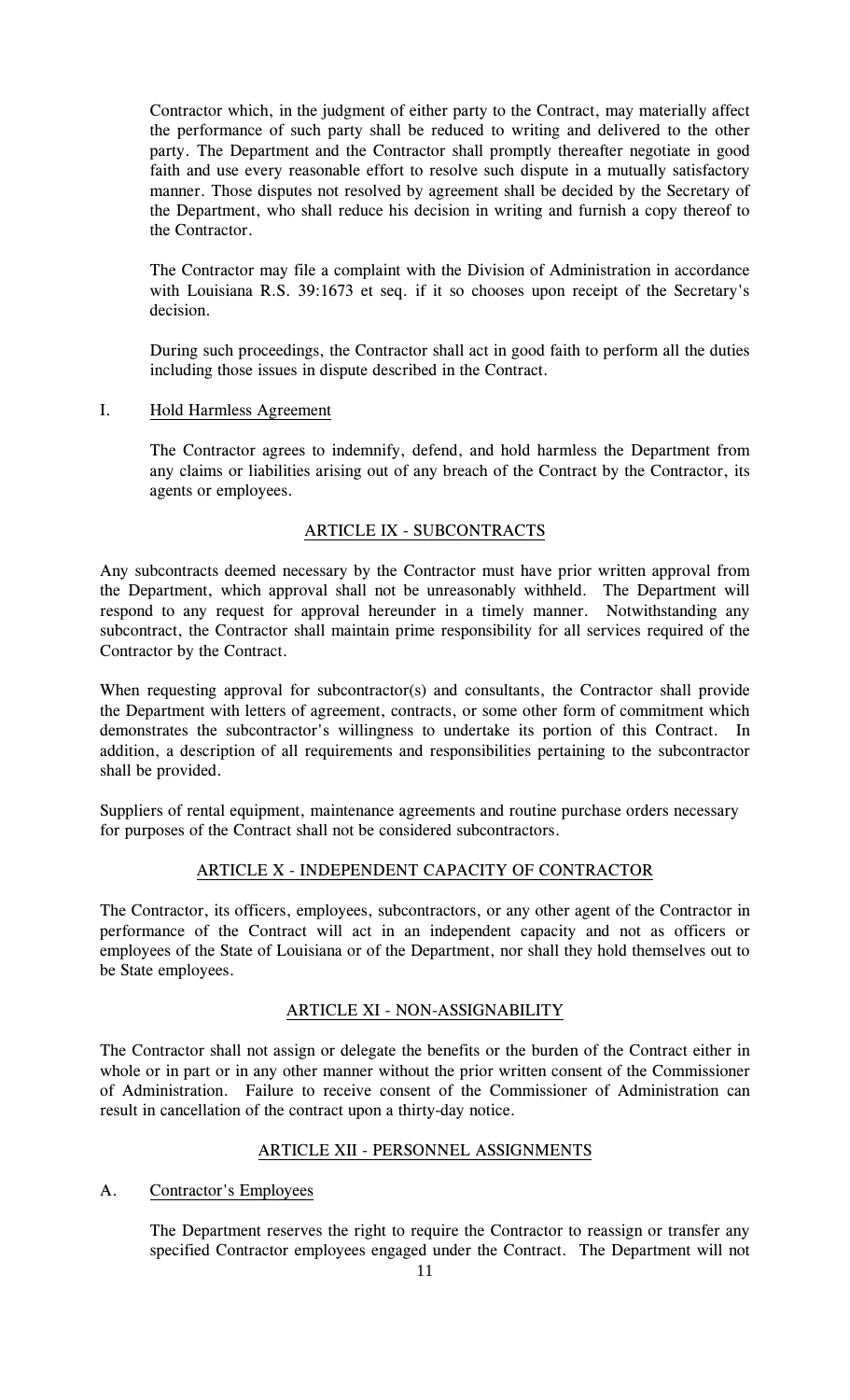Contractor which, in the judgment of either party to the Contract, may materially affect the performance of such party shall be reduced to writing and delivered to the other party. The Department and the Contractor shall promptly thereafter negotiate in good faith and use every reasonable effort to resolve such dispute in a mutually satisfactory manner. Those disputes not resolved by agreement shall be decided by the Secretary of the Department, who shall reduce his decision in writing and furnish a copy thereof to the Contractor.

The Contractor may file a complaint with the Division of Administration in accordance with Louisiana R.S. 39:1673 et seq. if it so chooses upon receipt of the Secretary's decision.

During such proceedings, the Contractor shall act in good faith to perform all the duties including those issues in dispute described in the Contract.

I. Hold Harmless Agreement

The Contractor agrees to indemnify, defend, and hold harmless the Department from any claims or liabilities arising out of any breach of the Contract by the Contractor, its agents or employees.

## ARTICLE IX - SUBCONTRACTS

Any subcontracts deemed necessary by the Contractor must have prior written approval from the Department, which approval shall not be unreasonably withheld. The Department will respond to any request for approval hereunder in a timely manner. Notwithstanding any subcontract, the Contractor shall maintain prime responsibility for all services required of the Contractor by the Contract.

When requesting approval for subcontractor(s) and consultants, the Contractor shall provide the Department with letters of agreement, contracts, or some other form of commitment which demonstrates the subcontractor's willingness to undertake its portion of this Contract. In addition, a description of all requirements and responsibilities pertaining to the subcontractor shall be provided.

Suppliers of rental equipment, maintenance agreements and routine purchase orders necessary for purposes of the Contract shall not be considered subcontractors.

## ARTICLE X - INDEPENDENT CAPACITY OF CONTRACTOR

The Contractor, its officers, employees, subcontractors, or any other agent of the Contractor in performance of the Contract will act in an independent capacity and not as officers or employees of the State of Louisiana or of the Department, nor shall they hold themselves out to be State employees.

## ARTICLE XI - NON-ASSIGNABILITY

The Contractor shall not assign or delegate the benefits or the burden of the Contract either in whole or in part or in any other manner without the prior written consent of the Commissioner of Administration. Failure to receive consent of the Commissioner of Administration can result in cancellation of the contract upon a thirty-day notice.

## ARTICLE XII - PERSONNEL ASSIGNMENTS

A. Contractor's Employees

The Department reserves the right to require the Contractor to reassign or transfer any specified Contractor employees engaged under the Contract. The Department will not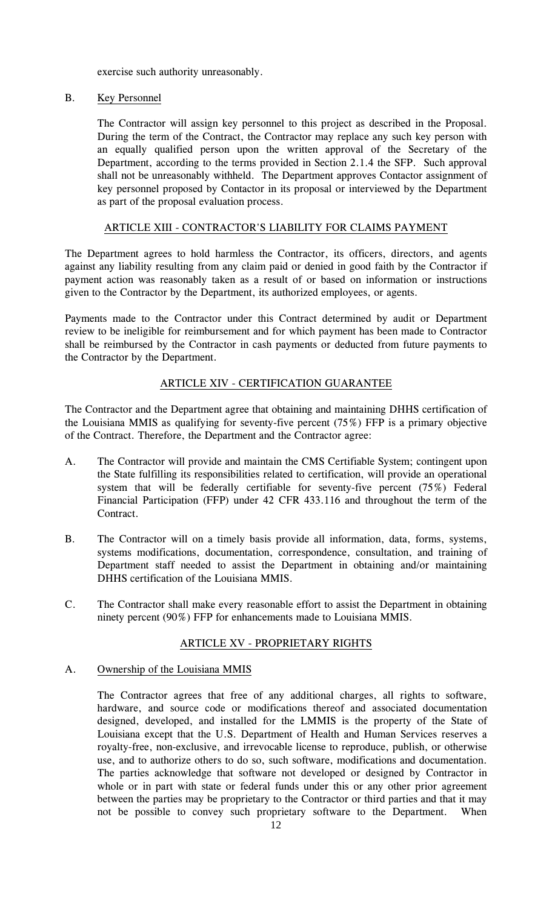exercise such authority unreasonably.

B. Key Personnel

The Contractor will assign key personnel to this project as described in the Proposal. During the term of the Contract, the Contractor may replace any such key person with an equally qualified person upon the written approval of the Secretary of the Department, according to the terms provided in Section 2.1.4 the SFP. Such approval shall not be unreasonably withheld. The Department approves Contactor assignment of key personnel proposed by Contactor in its proposal or interviewed by the Department as part of the proposal evaluation process.

## ARTICLE XIII - CONTRACTOR'S LIABILITY FOR CLAIMS PAYMENT

The Department agrees to hold harmless the Contractor, its officers, directors, and agents against any liability resulting from any claim paid or denied in good faith by the Contractor if payment action was reasonably taken as a result of or based on information or instructions given to the Contractor by the Department, its authorized employees, or agents.

Payments made to the Contractor under this Contract determined by audit or Department review to be ineligible for reimbursement and for which payment has been made to Contractor shall be reimbursed by the Contractor in cash payments or deducted from future payments to the Contractor by the Department.

## ARTICLE XIV - CERTIFICATION GUARANTEE

The Contractor and the Department agree that obtaining and maintaining DHHS certification of the Louisiana MMIS as qualifying for seventy-five percent (75%) FFP is a primary objective of the Contract. Therefore, the Department and the Contractor agree:

A. The Contractor will provide and maintain the CMS Certifiable System; contingent upon the State fulfilling its responsibilities related to certification, will provide an operational system that will be federally certifiable for seventy-five percent (75%) Federal Financial Participation (FFP) under 42 CFR 433.116 and throughout the term of the Contract.

B. The Contractor will on a timely basis provide all information, data, forms, systems, systems modifications, documentation, correspondence, consultation, and training of Department staff needed to assist the Department in obtaining and/or maintaining DHHS certification of the Louisiana MMIS.

C. The Contractor shall make every reasonable effort to assist the Department in obtaining ninety percent (90%) FFP for enhancements made to Louisiana MMIS.

## ARTICLE XV - PROPRIETARY RIGHTS

A. Ownership of the Louisiana MMIS

The Contractor agrees that free of any additional charges, all rights to software, hardware, and source code or modifications thereof and associated documentation designed, developed, and installed for the LMMIS is the property of the State of Louisiana except that the U.S. Department of Health and Human Services reserves a royalty-free, non-exclusive, and irrevocable license to reproduce, publish, or otherwise use, and to authorize others to do so, such software, modifications and documentation. The parties acknowledge that software not developed or designed by Contractor in whole or in part with state or federal funds under this or any other prior agreement between the parties may be proprietary to the Contractor or third parties and that it may not be possible to convey such proprietary software to the Department. When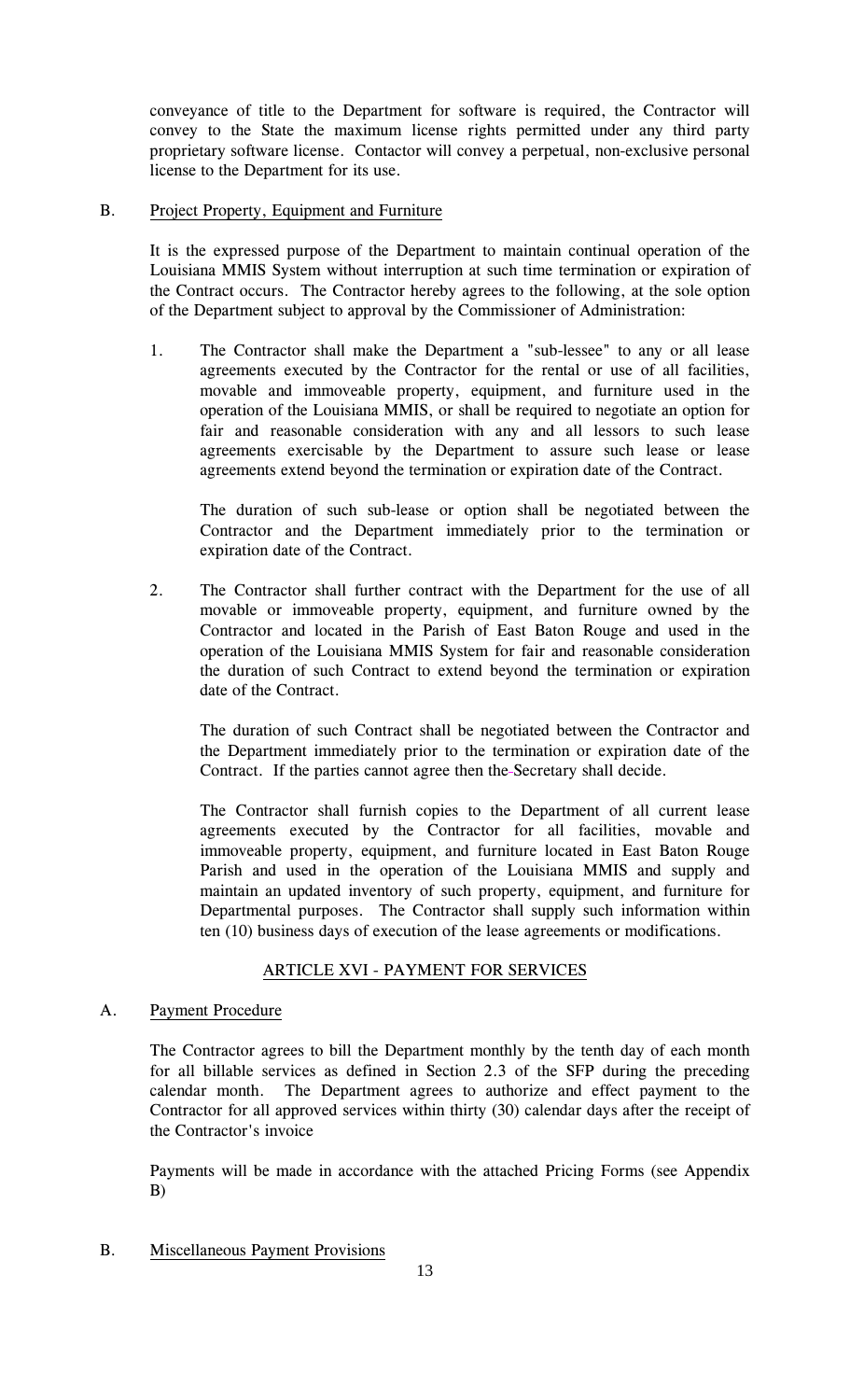conveyance of title to the Department for software is required, the Contractor will convey to the State the maximum license rights permitted under any third party proprietary software license. Contactor will convey a perpetual, non-exclusive personal license to the Department for its use.

B. Project Property, Equipment and Furniture

It is the expressed purpose of the Department to maintain continual operation of the Louisiana MMIS System without interruption at such time termination or expiration of the Contract occurs. The Contractor hereby agrees to the following, at the sole option of the Department subject to approval by the Commissioner of Administration:

1. The Contractor shall make the Department a "sub-lessee" to any or all lease agreements executed by the Contractor for the rental or use of all facilities, movable and immoveable property, equipment, and furniture used in the operation of the Louisiana MMIS, or shall be required to negotiate an option for fair and reasonable consideration with any and all lessors to such lease agreements exercisable by the Department to assure such lease or lease agreements extend beyond the termination or expiration date of the Contract.

   The duration of such sub-lease or option shall be negotiated between the Contractor and the Department immediately prior to the termination or expiration date of the Contract.

2. The Contractor shall further contract with the Department for the use of all movable or immoveable property, equipment, and furniture owned by the Contractor and located in the Parish of East Baton Rouge and used in the operation of the Louisiana MMIS System for fair and reasonable consideration the duration of such Contract to extend beyond the termination or expiration date of the Contract.

   The duration of such Contract shall be negotiated between the Contractor and the Department immediately prior to the termination or expiration date of the Contract. If the parties cannot agree then the Secretary shall decide.

   The Contractor shall furnish copies to the Department of all current lease agreements executed by the Contractor for all facilities, movable and immoveable property, equipment, and furniture located in East Baton Rouge Parish and used in the operation of the Louisiana MMIS and supply and maintain an updated inventory of such property, equipment, and furniture for Departmental purposes. The Contractor shall supply such information within ten (10) business days of execution of the lease agreements or modifications.

## ARTICLE XVI - PAYMENT FOR SERVICES

A. Payment Procedure

The Contractor agrees to bill the Department monthly by the tenth day of each month for all billable services as defined in Section 2.3 of the SFP during the preceding calendar month. The Department agrees to authorize and effect payment to the Contractor for all approved services within thirty (30) calendar days after the receipt of the Contractor's invoice

Payments will be made in accordance with the attached Pricing Forms (see Appendix B)

B. Miscellaneous Payment Provisions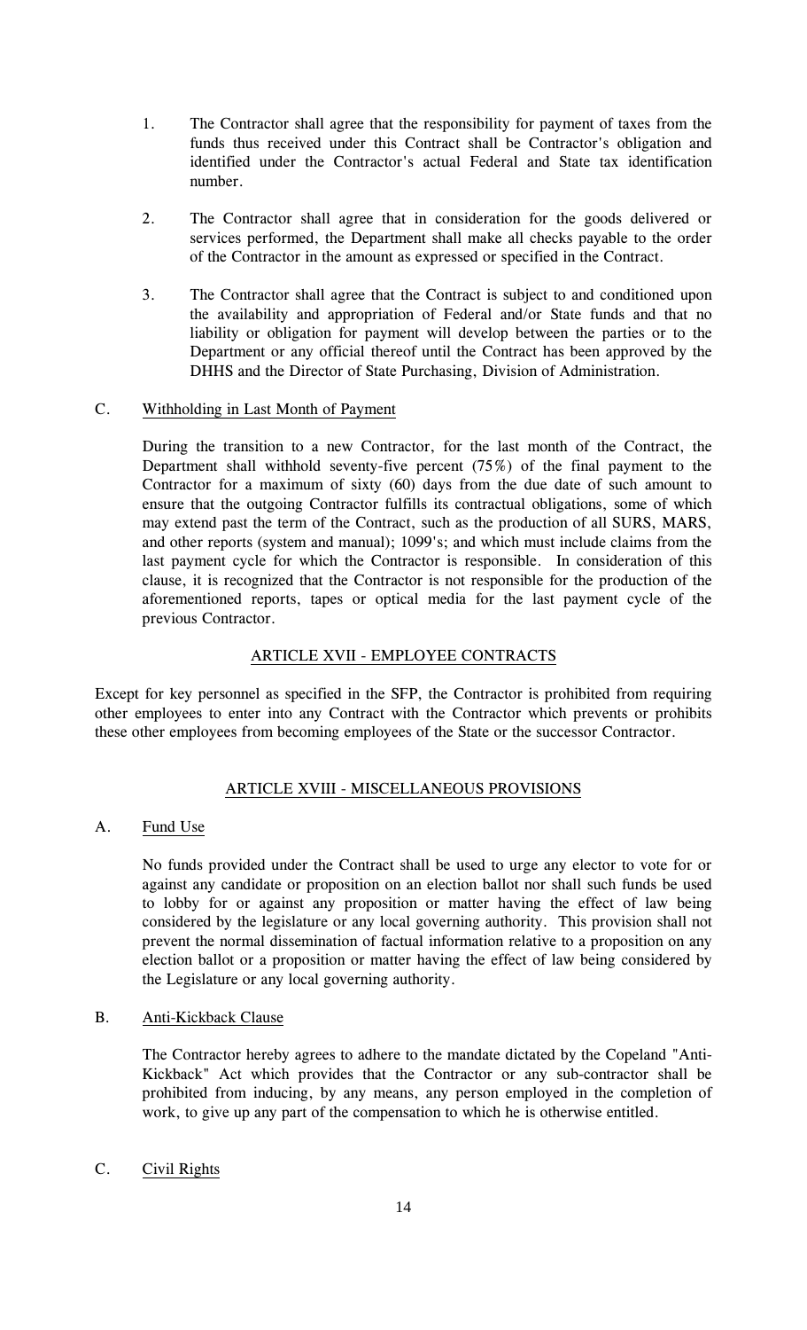1. The Contractor shall agree that the responsibility for payment of taxes from the funds thus received under this Contract shall be Contractor's obligation and identified under the Contractor's actual Federal and State tax identification number.

2. The Contractor shall agree that in consideration for the goods delivered or services performed, the Department shall make all checks payable to the order of the Contractor in the amount as expressed or specified in the Contract.

3. The Contractor shall agree that the Contract is subject to and conditioned upon the availability and appropriation of Federal and/or State funds and that no liability or obligation for payment will develop between the parties or to the Department or any official thereof until the Contract has been approved by the DHHS and the Director of State Purchasing, Division of Administration.

C. <u>Withholding in Last Month of Payment</u>

During the transition to a new Contractor, for the last month of the Contract, the Department shall withhold seventy-five percent (75%) of the final payment to the Contractor for a maximum of sixty (60) days from the due date of such amount to ensure that the outgoing Contractor fulfills its contractual obligations, some of which may extend past the term of the Contract, such as the production of all SURS, MARS, and other reports (system and manual); 1099's; and which must include claims from the last payment cycle for which the Contractor is responsible. In consideration of this clause, it is recognized that the Contractor is not responsible for the production of the aforementioned reports, tapes or optical media for the last payment cycle of the previous Contractor.

## ARTICLE XVII - EMPLOYEE CONTRACTS

Except for key personnel as specified in the SFP, the Contractor is prohibited from requiring other employees to enter into any Contract with the Contractor which prevents or prohibits these other employees from becoming employees of the State or the successor Contractor.

## ARTICLE XVIII - MISCELLANEOUS PROVISIONS

A. <u>Fund Use</u>

No funds provided under the Contract shall be used to urge any elector to vote for or against any candidate or proposition on an election ballot nor shall such funds be used to lobby for or against any proposition or matter having the effect of law being considered by the legislature or any local governing authority. This provision shall not prevent the normal dissemination of factual information relative to a proposition on any election ballot or a proposition or matter having the effect of law being considered by the Legislature or any local governing authority.

B. <u>Anti-Kickback Clause</u>

The Contractor hereby agrees to adhere to the mandate dictated by the Copeland "Anti-Kickback" Act which provides that the Contractor or any sub-contractor shall be prohibited from inducing, by any means, any person employed in the completion of work, to give up any part of the compensation to which he is otherwise entitled.

C. <u>Civil Rights</u>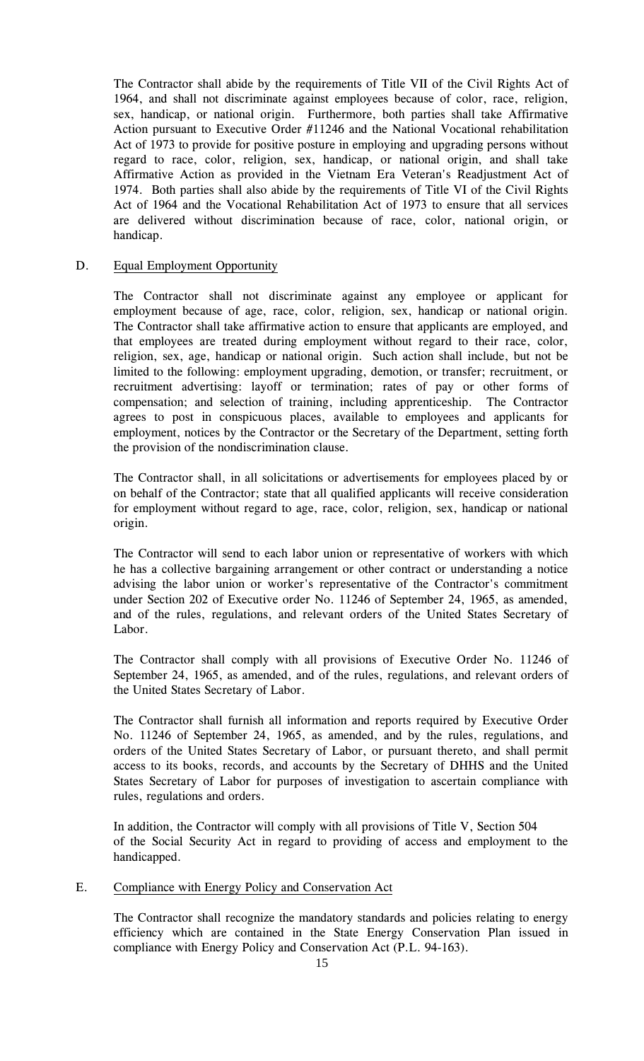The Contractor shall abide by the requirements of Title VII of the Civil Rights Act of 1964, and shall not discriminate against employees because of color, race, religion, sex, handicap, or national origin. Furthermore, both parties shall take Affirmative Action pursuant to Executive Order #11246 and the National Vocational rehabilitation Act of 1973 to provide for positive posture in employing and upgrading persons without regard to race, color, religion, sex, handicap, or national origin, and shall take Affirmative Action as provided in the Vietnam Era Veteran's Readjustment Act of 1974. Both parties shall also abide by the requirements of Title VI of the Civil Rights Act of 1964 and the Vocational Rehabilitation Act of 1973 to ensure that all services are delivered without discrimination because of race, color, national origin, or handicap.

D. Equal Employment Opportunity

The Contractor shall not discriminate against any employee or applicant for employment because of age, race, color, religion, sex, handicap or national origin. The Contractor shall take affirmative action to ensure that applicants are employed, and that employees are treated during employment without regard to their race, color, religion, sex, age, handicap or national origin. Such action shall include, but not be limited to the following: employment upgrading, demotion, or transfer; recruitment, or recruitment advertising: layoff or termination; rates of pay or other forms of compensation; and selection of training, including apprenticeship. The Contractor agrees to post in conspicuous places, available to employees and applicants for employment, notices by the Contractor or the Secretary of the Department, setting forth the provision of the nondiscrimination clause.

The Contractor shall, in all solicitations or advertisements for employees placed by or on behalf of the Contractor; state that all qualified applicants will receive consideration for employment without regard to age, race, color, religion, sex, handicap or national origin.

The Contractor will send to each labor union or representative of workers with which he has a collective bargaining arrangement or other contract or understanding a notice advising the labor union or worker's representative of the Contractor's commitment under Section 202 of Executive order No. 11246 of September 24, 1965, as amended, and of the rules, regulations, and relevant orders of the United States Secretary of Labor.

The Contractor shall comply with all provisions of Executive Order No. 11246 of September 24, 1965, as amended, and of the rules, regulations, and relevant orders of the United States Secretary of Labor.

The Contractor shall furnish all information and reports required by Executive Order No. 11246 of September 24, 1965, as amended, and by the rules, regulations, and orders of the United States Secretary of Labor, or pursuant thereto, and shall permit access to its books, records, and accounts by the Secretary of DHHS and the United States Secretary of Labor for purposes of investigation to ascertain compliance with rules, regulations and orders.

In addition, the Contractor will comply with all provisions of Title V, Section 504 of the Social Security Act in regard to providing of access and employment to the handicapped.

E. Compliance with Energy Policy and Conservation Act

The Contractor shall recognize the mandatory standards and policies relating to energy efficiency which are contained in the State Energy Conservation Plan issued in compliance with Energy Policy and Conservation Act (P.L. 94-163).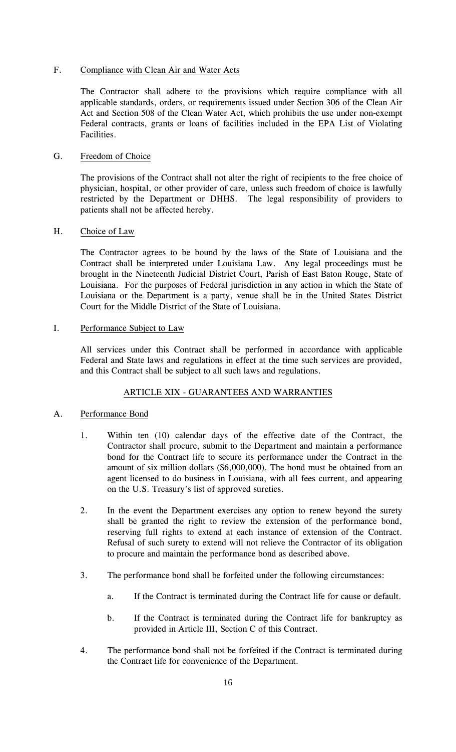F. Compliance with Clean Air and Water Acts

The Contractor shall adhere to the provisions which require compliance with all applicable standards, orders, or requirements issued under Section 306 of the Clean Air Act and Section 508 of the Clean Water Act, which prohibits the use under non-exempt Federal contracts, grants or loans of facilities included in the EPA List of Violating Facilities.

G. Freedom of Choice

The provisions of the Contract shall not alter the right of recipients to the free choice of physician, hospital, or other provider of care, unless such freedom of choice is lawfully restricted by the Department or DHHS. The legal responsibility of providers to patients shall not be affected hereby.

H. Choice of Law

The Contractor agrees to be bound by the laws of the State of Louisiana and the Contract shall be interpreted under Louisiana Law. Any legal proceedings must be brought in the Nineteenth Judicial District Court, Parish of East Baton Rouge, State of Louisiana. For the purposes of Federal jurisdiction in any action in which the State of Louisiana or the Department is a party, venue shall be in the United States District Court for the Middle District of the State of Louisiana.

I. Performance Subject to Law

All services under this Contract shall be performed in accordance with applicable Federal and State laws and regulations in effect at the time such services are provided, and this Contract shall be subject to all such laws and regulations.

## ARTICLE XIX - GUARANTEES AND WARRANTIES

A. Performance Bond

1. Within ten (10) calendar days of the effective date of the Contract, the Contractor shall procure, submit to the Department and maintain a performance bond for the Contract life to secure its performance under the Contract in the amount of six million dollars ($6,000,000). The bond must be obtained from an agent licensed to do business in Louisiana, with all fees current, and appearing on the U.S. Treasury's list of approved sureties.

2. In the event the Department exercises any option to renew beyond the surety shall be granted the right to review the extension of the performance bond, reserving full rights to extend at each instance of extension of the Contract. Refusal of such surety to extend will not relieve the Contractor of its obligation to procure and maintain the performance bond as described above.

3. The performance bond shall be forfeited under the following circumstances:

   a. If the Contract is terminated during the Contract life for cause or default.

   b. If the Contract is terminated during the Contract life for bankruptcy as provided in Article III, Section C of this Contract.

4. The performance bond shall not be forfeited if the Contract is terminated during the Contract life for convenience of the Department.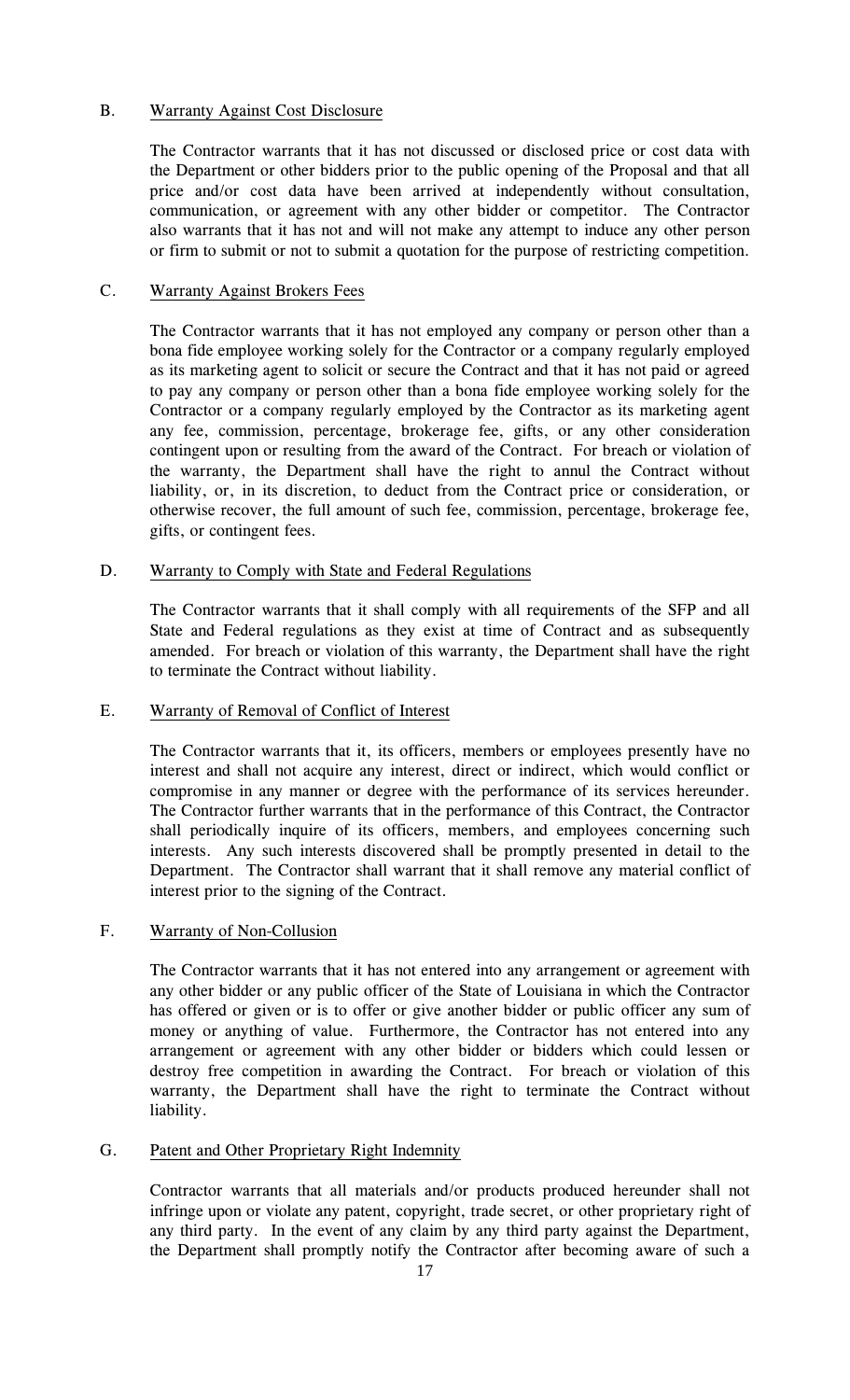B. Warranty Against Cost Disclosure

The Contractor warrants that it has not discussed or disclosed price or cost data with the Department or other bidders prior to the public opening of the Proposal and that all price and/or cost data have been arrived at independently without consultation, communication, or agreement with any other bidder or competitor. The Contractor also warrants that it has not and will not make any attempt to induce any other person or firm to submit or not to submit a quotation for the purpose of restricting competition.

C. Warranty Against Brokers Fees

The Contractor warrants that it has not employed any company or person other than a bona fide employee working solely for the Contractor or a company regularly employed as its marketing agent to solicit or secure the Contract and that it has not paid or agreed to pay any company or person other than a bona fide employee working solely for the Contractor or a company regularly employed by the Contractor as its marketing agent any fee, commission, percentage, brokerage fee, gifts, or any other consideration contingent upon or resulting from the award of the Contract. For breach or violation of the warranty, the Department shall have the right to annul the Contract without liability, or, in its discretion, to deduct from the Contract price or consideration, or otherwise recover, the full amount of such fee, commission, percentage, brokerage fee, gifts, or contingent fees.

D. Warranty to Comply with State and Federal Regulations

The Contractor warrants that it shall comply with all requirements of the SFP and all State and Federal regulations as they exist at time of Contract and as subsequently amended. For breach or violation of this warranty, the Department shall have the right to terminate the Contract without liability.

E. Warranty of Removal of Conflict of Interest

The Contractor warrants that it, its officers, members or employees presently have no interest and shall not acquire any interest, direct or indirect, which would conflict or compromise in any manner or degree with the performance of its services hereunder. The Contractor further warrants that in the performance of this Contract, the Contractor shall periodically inquire of its officers, members, and employees concerning such interests. Any such interests discovered shall be promptly presented in detail to the Department. The Contractor shall warrant that it shall remove any material conflict of interest prior to the signing of the Contract.

F. Warranty of Non-Collusion

The Contractor warrants that it has not entered into any arrangement or agreement with any other bidder or any public officer of the State of Louisiana in which the Contractor has offered or given or is to offer or give another bidder or public officer any sum of money or anything of value. Furthermore, the Contractor has not entered into any arrangement or agreement with any other bidder or bidders which could lessen or destroy free competition in awarding the Contract. For breach or violation of this warranty, the Department shall have the right to terminate the Contract without liability.

G. Patent and Other Proprietary Right Indemnity

Contractor warrants that all materials and/or products produced hereunder shall not infringe upon or violate any patent, copyright, trade secret, or other proprietary right of any third party. In the event of any claim by any third party against the Department, the Department shall promptly notify the Contractor after becoming aware of such a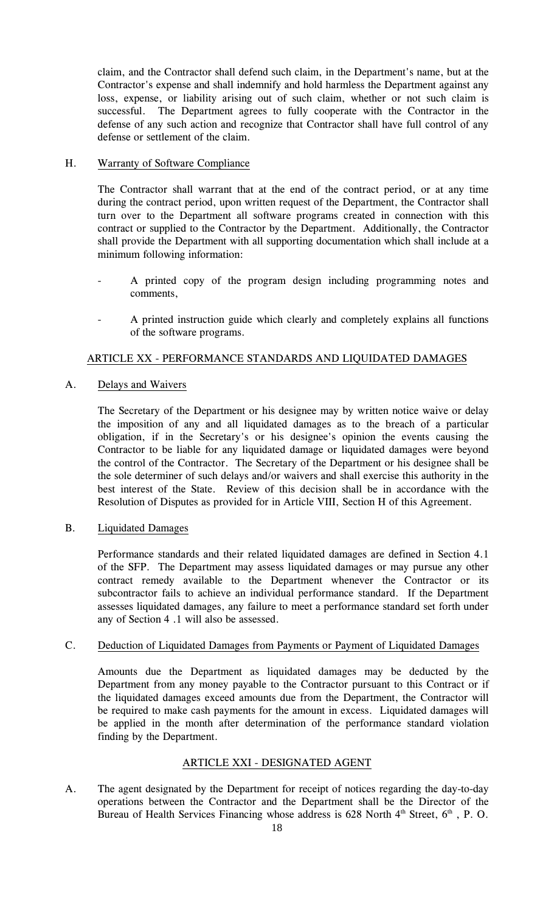claim, and the Contractor shall defend such claim, in the Department's name, but at the Contractor's expense and shall indemnify and hold harmless the Department against any loss, expense, or liability arising out of such claim, whether or not such claim is successful. The Department agrees to fully cooperate with the Contractor in the defense of any such action and recognize that Contractor shall have full control of any defense or settlement of the claim.

H. Warranty of Software Compliance

The Contractor shall warrant that at the end of the contract period, or at any time during the contract period, upon written request of the Department, the Contractor shall turn over to the Department all software programs created in connection with this contract or supplied to the Contractor by the Department. Additionally, the Contractor shall provide the Department with all supporting documentation which shall include at a minimum following information:

- A printed copy of the program design including programming notes and comments,
- A printed instruction guide which clearly and completely explains all functions of the software programs.

## ARTICLE XX - PERFORMANCE STANDARDS AND LIQUIDATED DAMAGES

A. Delays and Waivers

The Secretary of the Department or his designee may by written notice waive or delay the imposition of any and all liquidated damages as to the breach of a particular obligation, if in the Secretary's or his designee's opinion the events causing the Contractor to be liable for any liquidated damage or liquidated damages were beyond the control of the Contractor. The Secretary of the Department or his designee shall be the sole determiner of such delays and/or waivers and shall exercise this authority in the best interest of the State. Review of this decision shall be in accordance with the Resolution of Disputes as provided for in Article VIII, Section H of this Agreement.

B. Liquidated Damages

Performance standards and their related liquidated damages are defined in Section 4.1 of the SFP. The Department may assess liquidated damages or may pursue any other contract remedy available to the Department whenever the Contractor or its subcontractor fails to achieve an individual performance standard. If the Department assesses liquidated damages, any failure to meet a performance standard set forth under any of Section 4 .1 will also be assessed.

C. Deduction of Liquidated Damages from Payments or Payment of Liquidated Damages

Amounts due the Department as liquidated damages may be deducted by the Department from any money payable to the Contractor pursuant to this Contract or if the liquidated damages exceed amounts due from the Department, the Contractor will be required to make cash payments for the amount in excess. Liquidated damages will be applied in the month after determination of the performance standard violation finding by the Department.

## ARTICLE XXI - DESIGNATED AGENT

A. The agent designated by the Department for receipt of notices regarding the day-to-day operations between the Contractor and the Department shall be the Director of the Bureau of Health Services Financing whose address is 628 North 4th Street, 6th , P. O.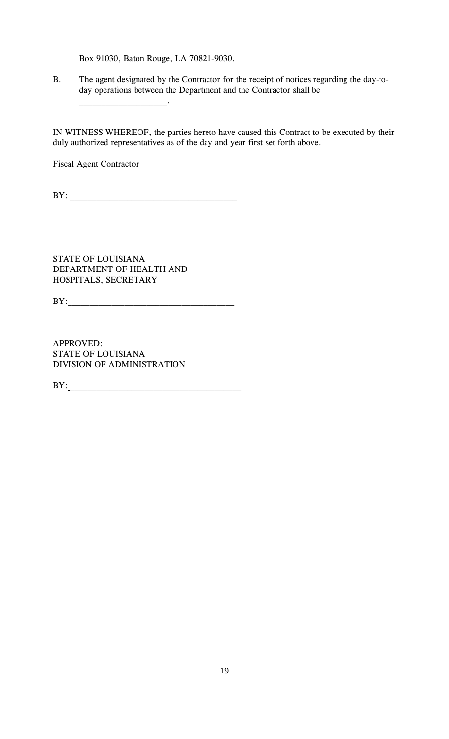Box 91030, Baton Rouge, LA 70821-9030.

B. The agent designated by the Contractor for the receipt of notices regarding the day-to-day operations between the Department and the Contractor shall be ____________________.

IN WITNESS WHEREOF, the parties hereto have caused this Contract to be executed by their duly authorized representatives as of the day and year first set forth above.

Fiscal Agent Contractor

BY: ______________________________________

STATE OF LOUISIANA
DEPARTMENT OF HEALTH AND
HOSPITALS, SECRETARY

BY:______________________________________

APPROVED:
STATE OF LOUISIANA
DIVISION OF ADMINISTRATION

BY:_______________________________________